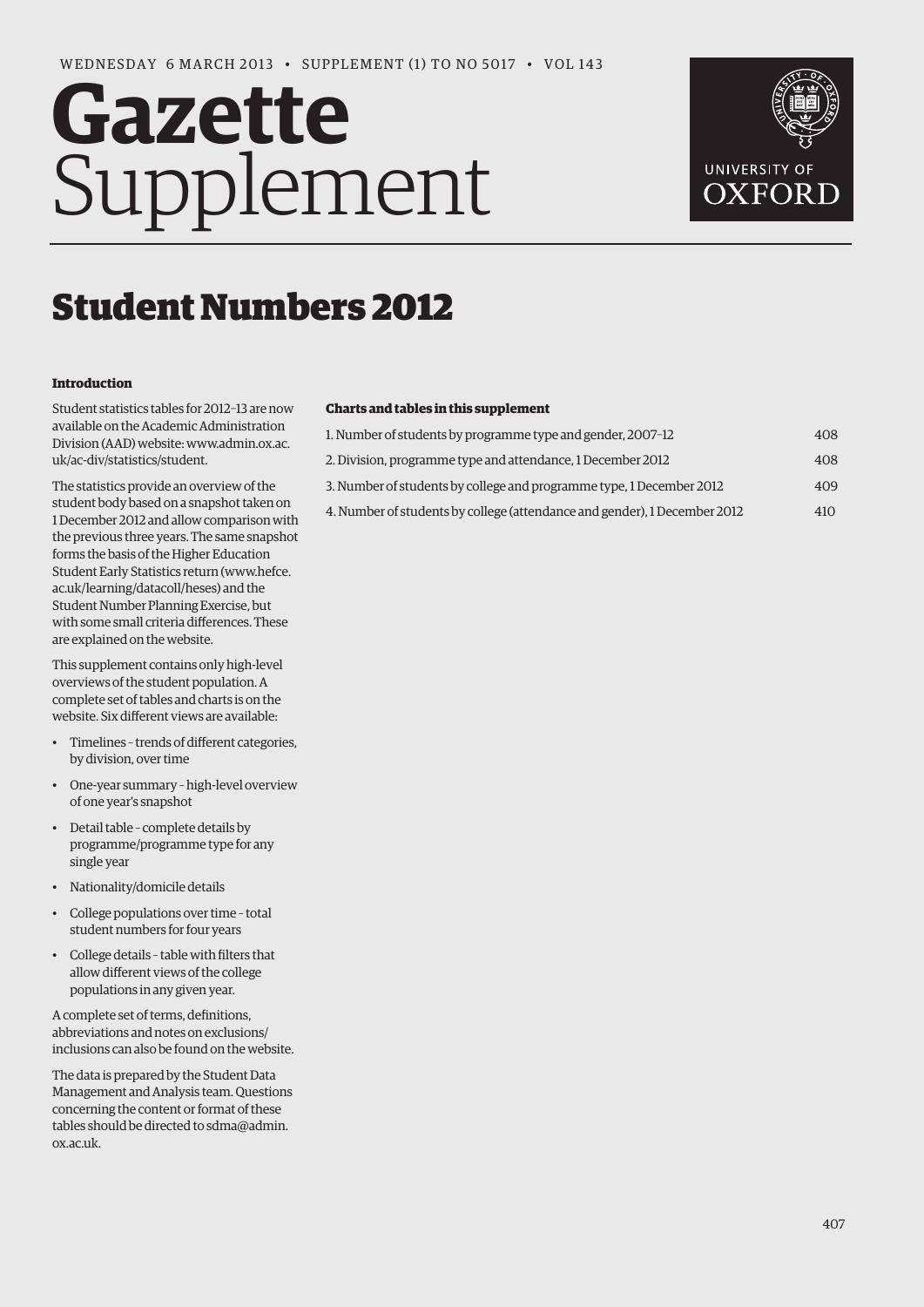WEDNESDAY 6 MARCH 2013 • SUPPLEMENT (1) TO NO 5017 • VOL 143

# Gazette Supplement

# Student Numbers 2012

### Introduction

Student statistics tables for 2012–13 are now available on the Academic Administration Division (AAD) website: www.admin.ox.ac.uk/ac-div/statistics/student.

The statistics provide an overview of the student body based on a snapshot taken on 1 December 2012 and allow comparison with the previous three years. The same snapshot forms the basis of the Higher Education Student Early Statistics return (www.hefce.ac.uk/learning/datacoll/heses) and the Student Number Planning Exercise, but with some small criteria differences. These are explained on the website.

This supplement contains only high-level overviews of the student population. A complete set of tables and charts is on the website. Six different views are available:

- Timelines – trends of different categories, by division, over time
- One-year summary – high-level overview of one year's snapshot
- Detail table – complete details by programme/programme type for any single year
- Nationality/domicile details
- College populations over time – total student numbers for four years
- College details – table with filters that allow different views of the college populations in any given year.

A complete set of terms, definitions, abbreviations and notes on exclusions/inclusions can also be found on the website.

The data is prepared by the Student Data Management and Analysis team. Questions concerning the content or format of these tables should be directed to sdma@admin.ox.ac.uk.

### Charts and tables in this supplement

| | |
|---|---|
| 1. Number of students by programme type and gender, 2007–12 | 408 |
| 2. Division, programme type and attendance, 1 December 2012 | 408 |
| 3. Number of students by college and programme type, 1 December 2012 | 409 |
| 4. Number of students by college (attendance and gender), 1 December 2012 | 410 |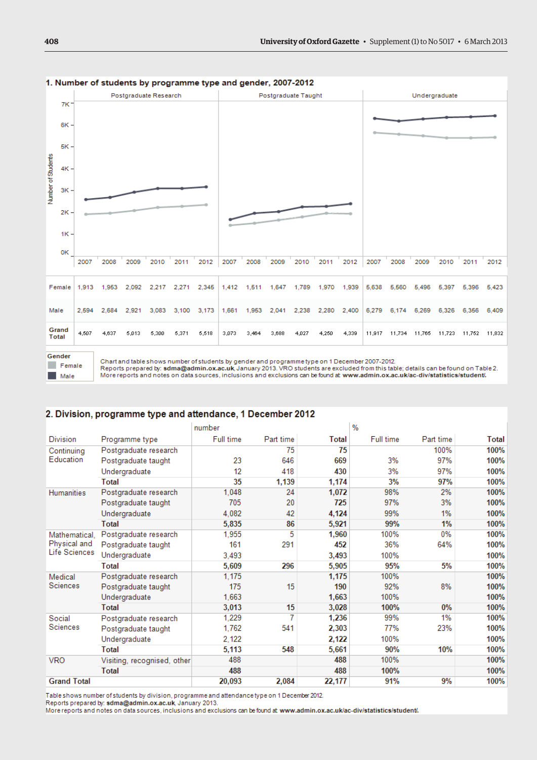## 1. Number of students by programme type and gender, 2007-2012

| | Postgraduate Research | | | | | | Postgraduate Taught | | | | | | Undergraduate | | | | | |
|---|---|---|---|---|---|---|---|---|---|---|---|---|---|---|---|---|---|---|
| | 2007 | 2008 | 2009 | 2010 | 2011 | 2012 | 2007 | 2008 | 2009 | 2010 | 2011 | 2012 | 2007 | 2008 | 2009 | 2010 | 2011 | 2012 |
| Female | 1,913 | 1,953 | 2,092 | 2,217 | 2,271 | 2,345 | 1,412 | 1,511 | 1,647 | 1,789 | 1,970 | 1,939 | 5,638 | 5,560 | 5,496 | 5,397 | 5,396 | 5,423 |
| Male | 2,594 | 2,684 | 2,921 | 3,083 | 3,100 | 3,173 | 1,661 | 1,953 | 2,041 | 2,238 | 2,280 | 2,400 | 6,279 | 6,174 | 6,269 | 6,326 | 6,356 | 6,409 |
| Grand Total | 4,507 | 4,637 | 5,013 | 5,300 | 5,371 | 5,518 | 3,073 | 3,464 | 3,688 | 4,027 | 4,250 | 4,339 | 11,917 | 11,734 | 11,765 | 11,723 | 11,752 | 11,832 |

Gender: Female, Male

Chart and table shows number of students by gender and programme type on 1 December 2007-2012.
Reports prepared by: **sdma@admin.ox.ac.uk**, January 2013. VRO students are excluded from this table; details can be found on Table 2.
More reports and notes on data sources, inclusions and exclusions can be found at **www.admin.ox.ac.uk/ac-div/statistics/student/**.

## 2. Division, programme type and attendance, 1 December 2012

| Division | Programme type | number Full time | Part time | Total | % Full time | Part time | Total |
|---|---|---|---|---|---|---|---|
| Continuing Education | Postgraduate research | | 75 | **75** | | 100% | **100%** |
| | Postgraduate taught | 23 | 646 | **669** | 3% | 97% | **100%** |
| | Undergraduate | 12 | 418 | **430** | 3% | 97% | **100%** |
| | **Total** | **35** | **1,139** | **1,174** | **3%** | **97%** | **100%** |
| Humanities | Postgraduate research | 1,048 | 24 | **1,072** | 98% | 2% | **100%** |
| | Postgraduate taught | 705 | 20 | **725** | 97% | 3% | **100%** |
| | Undergraduate | 4,082 | 42 | **4,124** | 99% | 1% | **100%** |
| | **Total** | **5,835** | **86** | **5,921** | **99%** | **1%** | **100%** |
| Mathematical, Physical and Life Sciences | Postgraduate research | 1,955 | 5 | **1,960** | 100% | 0% | **100%** |
| | Postgraduate taught | 161 | 291 | **452** | 36% | 64% | **100%** |
| | Undergraduate | 3,493 | | **3,493** | 100% | | **100%** |
| | **Total** | **5,609** | **296** | **5,905** | **95%** | **5%** | **100%** |
| Medical Sciences | Postgraduate research | 1,175 | | **1,175** | 100% | | **100%** |
| | Postgraduate taught | 175 | 15 | **190** | 92% | 8% | **100%** |
| | Undergraduate | 1,663 | | **1,663** | 100% | | **100%** |
| | **Total** | **3,013** | **15** | **3,028** | **100%** | **0%** | **100%** |
| Social Sciences | Postgraduate research | 1,229 | 7 | **1,236** | 99% | 1% | **100%** |
| | Postgraduate taught | 1,762 | 541 | **2,303** | 77% | 23% | **100%** |
| | Undergraduate | 2,122 | | **2,122** | 100% | | **100%** |
| | **Total** | **5,113** | **548** | **5,661** | **90%** | **10%** | **100%** |
| VRO | Visiting, recognised, other | 488 | | **488** | 100% | | **100%** |
| | **Total** | **488** | | **488** | **100%** | | **100%** |
| **Grand Total** | | **20,093** | **2,084** | **22,177** | **91%** | **9%** | **100%** |

Table shows number of students by division, programme and attendance type on 1 December 2012.
Reports prepared by: **sdma@admin.ox.ac.uk**, January 2013.
More reports and notes on data sources, inclusions and exclusions can be found at **www.admin.ox.ac.uk/ac-div/statistics/student/**.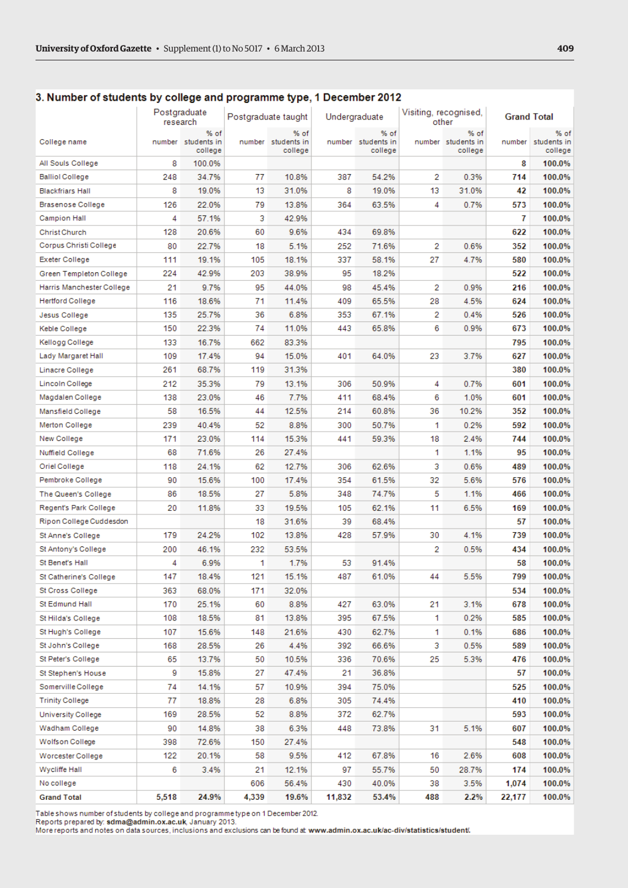## 3. Number of students by college and programme type, 1 December 2012

| College name | Postgraduate research | | Postgraduate taught | | Undergraduate | | Visiting, recognised, other | | Grand Total | |
|---|---|---|---|---|---|---|---|---|---|---|
| | number | % of students in college | number | % of students in college | number | % of students in college | number | % of students in college | number | % of students in college |
| All Souls College | 8 | 100.0% | | | | | | | **8** | **100.0%** |
| Balliol College | 248 | 34.7% | 77 | 10.8% | 387 | 54.2% | 2 | 0.3% | **714** | **100.0%** |
| Blackfriars Hall | 8 | 19.0% | 13 | 31.0% | 8 | 19.0% | 13 | 31.0% | **42** | **100.0%** |
| Brasenose College | 126 | 22.0% | 79 | 13.8% | 364 | 63.5% | 4 | 0.7% | **573** | **100.0%** |
| Campion Hall | 4 | 57.1% | 3 | 42.9% | | | | | **7** | **100.0%** |
| Christ Church | 128 | 20.6% | 60 | 9.6% | 434 | 69.8% | | | **622** | **100.0%** |
| Corpus Christi College | 80 | 22.7% | 18 | 5.1% | 252 | 71.6% | 2 | 0.6% | **352** | **100.0%** |
| Exeter College | 111 | 19.1% | 105 | 18.1% | 337 | 58.1% | 27 | 4.7% | **580** | **100.0%** |
| Green Templeton College | 224 | 42.9% | 203 | 38.9% | 95 | 18.2% | | | **522** | **100.0%** |
| Harris Manchester College | 21 | 9.7% | 95 | 44.0% | 98 | 45.4% | 2 | 0.9% | **216** | **100.0%** |
| Hertford College | 116 | 18.6% | 71 | 11.4% | 409 | 65.5% | 28 | 4.5% | **624** | **100.0%** |
| Jesus College | 135 | 25.7% | 36 | 6.8% | 353 | 67.1% | 2 | 0.4% | **526** | **100.0%** |
| Keble College | 150 | 22.3% | 74 | 11.0% | 443 | 65.8% | 6 | 0.9% | **673** | **100.0%** |
| Kellogg College | 133 | 16.7% | 662 | 83.3% | | | | | **795** | **100.0%** |
| Lady Margaret Hall | 109 | 17.4% | 94 | 15.0% | 401 | 64.0% | 23 | 3.7% | **627** | **100.0%** |
| Linacre College | 261 | 68.7% | 119 | 31.3% | | | | | **380** | **100.0%** |
| Lincoln College | 212 | 35.3% | 79 | 13.1% | 306 | 50.9% | 4 | 0.7% | **601** | **100.0%** |
| Magdalen College | 138 | 23.0% | 46 | 7.7% | 411 | 68.4% | 6 | 1.0% | **601** | **100.0%** |
| Mansfield College | 58 | 16.5% | 44 | 12.5% | 214 | 60.8% | 36 | 10.2% | **352** | **100.0%** |
| Merton College | 239 | 40.4% | 52 | 8.8% | 300 | 50.7% | 1 | 0.2% | **592** | **100.0%** |
| New College | 171 | 23.0% | 114 | 15.3% | 441 | 59.3% | 18 | 2.4% | **744** | **100.0%** |
| Nuffield College | 68 | 71.6% | 26 | 27.4% | | | 1 | 1.1% | **95** | **100.0%** |
| Oriel College | 118 | 24.1% | 62 | 12.7% | 306 | 62.6% | 3 | 0.6% | **489** | **100.0%** |
| Pembroke College | 90 | 15.6% | 100 | 17.4% | 354 | 61.5% | 32 | 5.6% | **576** | **100.0%** |
| The Queen's College | 86 | 18.5% | 27 | 5.8% | 348 | 74.7% | 5 | 1.1% | **466** | **100.0%** |
| Regent's Park College | 20 | 11.8% | 33 | 19.5% | 105 | 62.1% | 11 | 6.5% | **169** | **100.0%** |
| Ripon College Cuddesdon | | | 18 | 31.6% | 39 | 68.4% | | | **57** | **100.0%** |
| St Anne's College | 179 | 24.2% | 102 | 13.8% | 428 | 57.9% | 30 | 4.1% | **739** | **100.0%** |
| St Antony's College | 200 | 46.1% | 232 | 53.5% | | | 2 | 0.5% | **434** | **100.0%** |
| St Benet's Hall | 4 | 6.9% | 1 | 1.7% | 53 | 91.4% | | | **58** | **100.0%** |
| St Catherine's College | 147 | 18.4% | 121 | 15.1% | 487 | 61.0% | 44 | 5.5% | **799** | **100.0%** |
| St Cross College | 363 | 68.0% | 171 | 32.0% | | | | | **534** | **100.0%** |
| St Edmund Hall | 170 | 25.1% | 60 | 8.8% | 427 | 63.0% | 21 | 3.1% | **678** | **100.0%** |
| St Hilda's College | 108 | 18.5% | 81 | 13.8% | 395 | 67.5% | 1 | 0.2% | **585** | **100.0%** |
| St Hugh's College | 107 | 15.6% | 148 | 21.6% | 430 | 62.7% | 1 | 0.1% | **686** | **100.0%** |
| St John's College | 168 | 28.5% | 26 | 4.4% | 392 | 66.6% | 3 | 0.5% | **589** | **100.0%** |
| St Peter's College | 65 | 13.7% | 50 | 10.5% | 336 | 70.6% | 25 | 5.3% | **476** | **100.0%** |
| St Stephen's House | 9 | 15.8% | 27 | 47.4% | 21 | 36.8% | | | **57** | **100.0%** |
| Somerville College | 74 | 14.1% | 57 | 10.9% | 394 | 75.0% | | | **525** | **100.0%** |
| Trinity College | 77 | 18.8% | 28 | 6.8% | 305 | 74.4% | | | **410** | **100.0%** |
| University College | 169 | 28.5% | 52 | 8.8% | 372 | 62.7% | | | **593** | **100.0%** |
| Wadham College | 90 | 14.8% | 38 | 6.3% | 448 | 73.8% | 31 | 5.1% | **607** | **100.0%** |
| Wolfson College | 398 | 72.6% | 150 | 27.4% | | | | | **548** | **100.0%** |
| Worcester College | 122 | 20.1% | 58 | 9.5% | 412 | 67.8% | 16 | 2.6% | **608** | **100.0%** |
| Wycliffe Hall | 6 | 3.4% | 21 | 12.1% | 97 | 55.7% | 50 | 28.7% | **174** | **100.0%** |
| No college | | | 606 | 56.4% | 430 | 40.0% | 38 | 3.5% | **1,074** | **100.0%** |
| **Grand Total** | **5,518** | **24.9%** | **4,339** | **19.6%** | **11,832** | **53.4%** | **488** | **2.2%** | **22,177** | **100.0%** |

Table shows number of students by college and programme type on 1 December 2012.
Reports prepared by: **sdma@admin.ox.ac.uk**, January 2013.
More reports and notes on data sources, inclusions and exclusions can be found at **www.admin.ox.ac.uk/ac-div/statistics/student/**.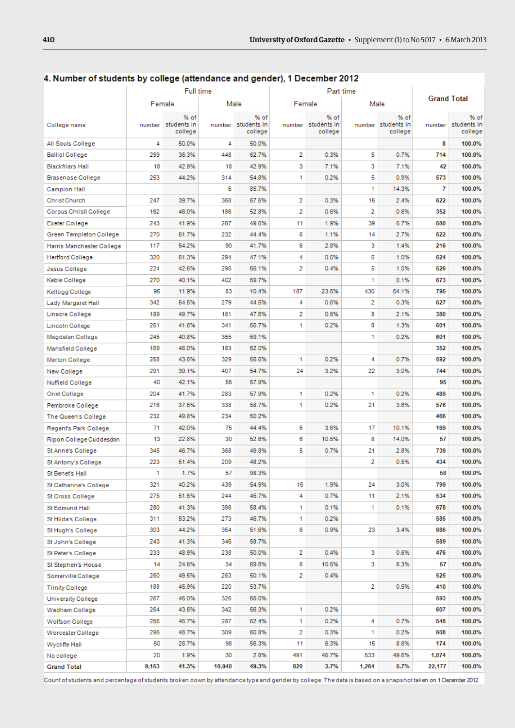## 4. Number of students by college (attendance and gender), 1 December 2012

| College name | Full time | | | | Part time | | | | Grand Total | |
|---|---|---|---|---|---|---|---|---|---|---|
| | Female | | Male | | Female | | Male | | | |
| | number | % of students in college | number | % of students in college | number | % of students in college | number | % of students in college | number | % of students in college |
| All Souls College | 4 | 50.0% | 4 | 50.0% | | | | | **8** | **100.0%** |
| Balliol College | 259 | 36.3% | 448 | 62.7% | 2 | 0.3% | 5 | 0.7% | **714** | **100.0%** |
| Blackfriars Hall | 18 | 42.9% | 18 | 42.9% | 3 | 7.1% | 3 | 7.1% | **42** | **100.0%** |
| Brasenose College | 253 | 44.2% | 314 | 54.8% | 1 | 0.2% | 5 | 0.9% | **573** | **100.0%** |
| Campion Hall | | | 6 | 85.7% | | | 1 | 14.3% | **7** | **100.0%** |
| Christ Church | 247 | 39.7% | 358 | 57.6% | 2 | 0.3% | 15 | 2.4% | **622** | **100.0%** |
| Corpus Christi College | 162 | 46.0% | 186 | 52.8% | 2 | 0.6% | 2 | 0.6% | **352** | **100.0%** |
| Exeter College | 243 | 41.9% | 287 | 49.5% | 11 | 1.9% | 39 | 6.7% | **580** | **100.0%** |
| Green Templeton College | 270 | 51.7% | 232 | 44.4% | 6 | 1.1% | 14 | 2.7% | **522** | **100.0%** |
| Harris Manchester College | 117 | 54.2% | 90 | 41.7% | 6 | 2.8% | 3 | 1.4% | **216** | **100.0%** |
| Hertford College | 320 | 51.3% | 294 | 47.1% | 4 | 0.6% | 6 | 1.0% | **624** | **100.0%** |
| Jesus College | 224 | 42.6% | 295 | 56.1% | 2 | 0.4% | 5 | 1.0% | **526** | **100.0%** |
| Keble College | 270 | 40.1% | 402 | 59.7% | | | 1 | 0.1% | **673** | **100.0%** |
| Kellogg College | 95 | 11.9% | 83 | 10.4% | 187 | 23.5% | 430 | 54.1% | **795** | **100.0%** |
| Lady Margaret Hall | 342 | 54.5% | 279 | 44.5% | 4 | 0.6% | 2 | 0.3% | **627** | **100.0%** |
| Linacre College | 189 | 49.7% | 181 | 47.6% | 2 | 0.5% | 8 | 2.1% | **380** | **100.0%** |
| Lincoln College | 251 | 41.8% | 341 | 56.7% | 1 | 0.2% | 8 | 1.3% | **601** | **100.0%** |
| Magdalen College | 245 | 40.8% | 355 | 59.1% | | | 1 | 0.2% | **601** | **100.0%** |
| Mansfield College | 169 | 48.0% | 183 | 52.0% | | | | | **352** | **100.0%** |
| Merton College | 258 | 43.6% | 329 | 55.6% | 1 | 0.2% | 4 | 0.7% | **592** | **100.0%** |
| New College | 291 | 39.1% | 407 | 54.7% | 24 | 3.2% | 22 | 3.0% | **744** | **100.0%** |
| Nuffield College | 40 | 42.1% | 55 | 57.9% | | | | | **95** | **100.0%** |
| Oriel College | 204 | 41.7% | 283 | 57.9% | 1 | 0.2% | 1 | 0.2% | **489** | **100.0%** |
| Pembroke College | 216 | 37.5% | 338 | 58.7% | 1 | 0.2% | 21 | 3.6% | **576** | **100.0%** |
| The Queen's College | 232 | 49.8% | 234 | 50.2% | | | | | **466** | **100.0%** |
| Regent's Park College | 71 | 42.0% | 75 | 44.4% | 6 | 3.6% | 17 | 10.1% | **169** | **100.0%** |
| Ripon College Cuddesdon | 13 | 22.8% | 30 | 52.6% | 6 | 10.5% | 8 | 14.0% | **57** | **100.0%** |
| St Anne's College | 345 | 46.7% | 368 | 49.8% | 5 | 0.7% | 21 | 2.8% | **739** | **100.0%** |
| St Antony's College | 223 | 51.4% | 209 | 48.2% | | | 2 | 0.5% | **434** | **100.0%** |
| St Benet's Hall | 1 | 1.7% | 57 | 98.3% | | | | | **58** | **100.0%** |
| St Catherine's College | 321 | 40.2% | 439 | 54.9% | 15 | 1.9% | 24 | 3.0% | **799** | **100.0%** |
| St Cross College | 275 | 51.5% | 244 | 45.7% | 4 | 0.7% | 11 | 2.1% | **534** | **100.0%** |
| St Edmund Hall | 280 | 41.3% | 396 | 58.4% | 1 | 0.1% | 1 | 0.1% | **678** | **100.0%** |
| St Hilda's College | 311 | 53.2% | 273 | 46.7% | 1 | 0.2% | | | **585** | **100.0%** |
| St Hugh's College | 303 | 44.2% | 354 | 51.6% | 6 | 0.9% | 23 | 3.4% | **686** | **100.0%** |
| St John's College | 243 | 41.3% | 346 | 58.7% | | | | | **589** | **100.0%** |
| St Peter's College | 233 | 48.9% | 238 | 50.0% | 2 | 0.4% | 3 | 0.6% | **476** | **100.0%** |
| St Stephen's House | 14 | 24.6% | 34 | 59.6% | 6 | 10.5% | 3 | 5.3% | **57** | **100.0%** |
| Somerville College | 260 | 49.5% | 263 | 50.1% | 2 | 0.4% | | | **525** | **100.0%** |
| Trinity College | 188 | 45.9% | 220 | 53.7% | | | 2 | 0.5% | **410** | **100.0%** |
| University College | 267 | 45.0% | 326 | 55.0% | | | | | **593** | **100.0%** |
| Wadham College | 264 | 43.5% | 342 | 56.3% | 1 | 0.2% | | | **607** | **100.0%** |
| Wolfson College | 256 | 46.7% | 287 | 52.4% | 1 | 0.2% | 4 | 0.7% | **548** | **100.0%** |
| Worcester College | 296 | 48.7% | 309 | 50.8% | 2 | 0.3% | 1 | 0.2% | **608** | **100.0%** |
| Wycliffe Hall | 50 | 28.7% | 98 | 56.3% | 11 | 6.3% | 15 | 8.6% | **174** | **100.0%** |
| No college | 20 | 1.9% | 30 | 2.8% | 491 | 45.7% | 533 | 49.6% | **1,074** | **100.0%** |
| **Grand Total** | **9,153** | **41.3%** | **10,940** | **49.3%** | **820** | **3.7%** | **1,264** | **5.7%** | **22,177** | **100.0%** |

Count of students and percentage of students broken down by attendance type and gender by college. The data is based on a snapshot taken on 1 December 2012.